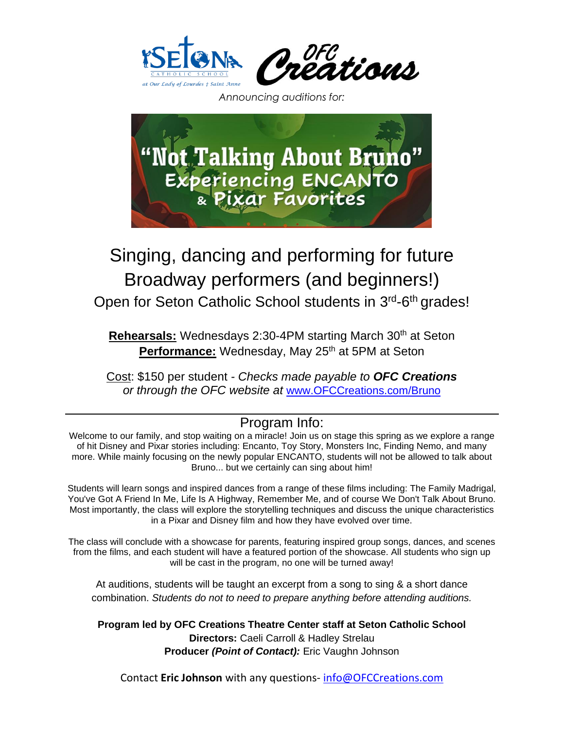SETON CATHOLIC SCHOOL at Our Lady of Lourdes † Saint Anne

OFC Creations

*Announcing auditions for:*

# "Not Talking About Bruno"

## Experiencing ENCANTO & Pixar Favorites

## Singing, dancing and performing for future Broadway performers (and beginners!)

### Open for Seton Catholic School students in 3rd-6th grades!

**Rehearsals:** Wednesdays 2:30-4PM starting March 30th at Seton

**Performance:** Wednesday, May 25th at 5PM at Seton

Cost: $150 per student - *Checks made payable to* ***OFC Creations*** *or through the OFC website at* www.OFCCreations.com/Bruno

---

## Program Info:

Welcome to our family, and stop waiting on a miracle! Join us on stage this spring as we explore a range of hit Disney and Pixar stories including: Encanto, Toy Story, Monsters Inc, Finding Nemo, and many more. While mainly focusing on the newly popular ENCANTO, students will not be allowed to talk about Bruno... but we certainly can sing about him!

Students will learn songs and inspired dances from a range of these films including: The Family Madrigal, You've Got A Friend In Me, Life Is A Highway, Remember Me, and of course We Don't Talk About Bruno. Most importantly, the class will explore the storytelling techniques and discuss the unique characteristics in a Pixar and Disney film and how they have evolved over time.

The class will conclude with a showcase for parents, featuring inspired group songs, dances, and scenes from the films, and each student will have a featured portion of the showcase. All students who sign up will be cast in the program, no one will be turned away!

At auditions, students will be taught an excerpt from a song to sing & a short dance combination. *Students do not to need to prepare anything before attending auditions.*

**Program led by OFC Creations Theatre Center staff at Seton Catholic School**

**Directors:** Caeli Carroll & Hadley Strelau

**Producer *(Point of Contact):*** Eric Vaughn Johnson

Contact **Eric Johnson** with any questions- info@OFCCreations.com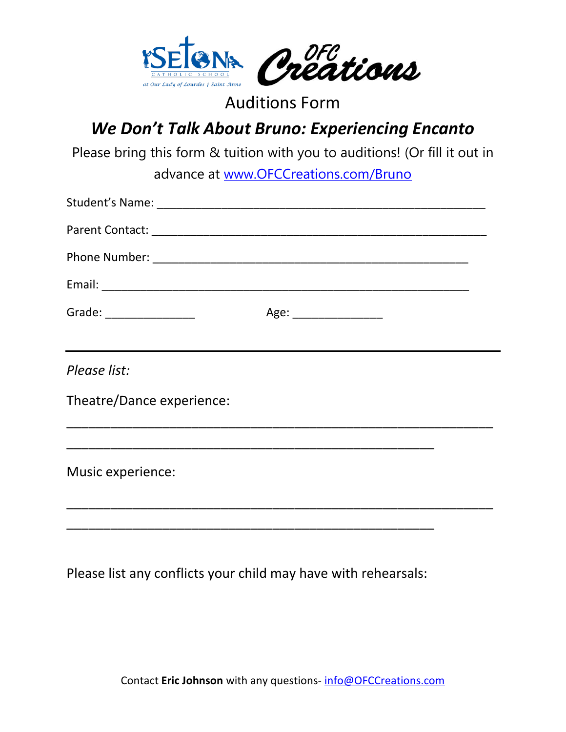# Auditions Form

## *We Don't Talk About Bruno: Experiencing Encanto*

Please bring this form & tuition with you to auditions! (Or fill it out in advance at [www.OFCCreations.com/Bruno](http://www.OFCCreations.com/Bruno)

Student's Name: ________________________________________________

Parent Contact: ________________________________________________

Phone Number: ________________________________________________

Email: ________________________________________________________

Grade: ______________ Age: ______________

---

*Please list:*

Theatre/Dance experience:

______________________________________________________________

______________________________________________________

Music experience:

______________________________________________________________

______________________________________________________

Please list any conflicts your child may have with rehearsals:

Contact **Eric Johnson** with any questions- [info@OFCCreations.com](mailto:info@OFCCreations.com)